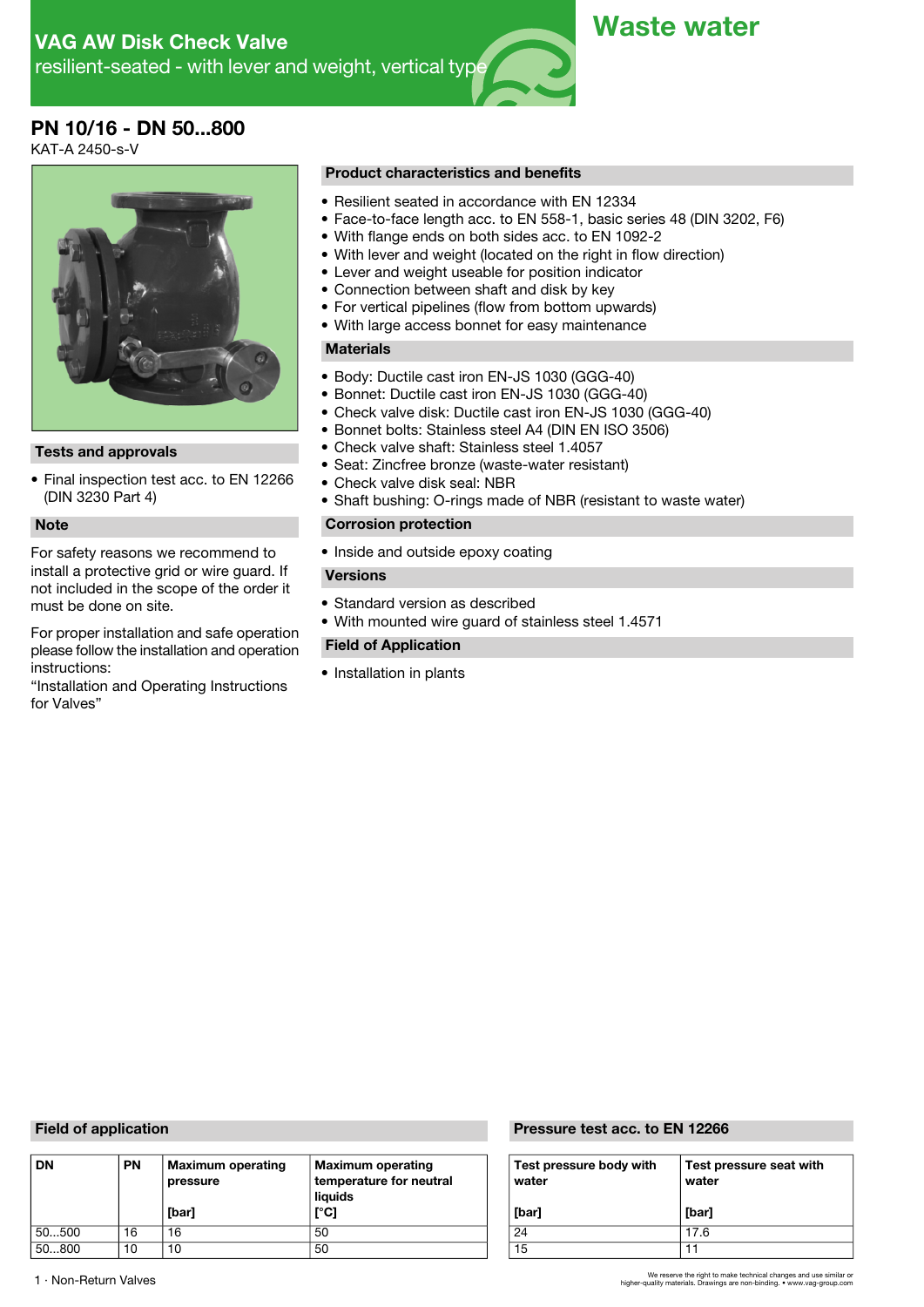# VAG AW Disk Check Valve

resilient-seated - with lever and weight, vertical type

**Waste water**

## PN 10/16 - DN 50...800

KAT-A 2450-s-V

### Tests and approvals

- Final inspection test acc. to EN 12266 (DIN 3230 Part 4)

### Note

For safety reasons we recommend to install a protective grid or wire guard. If not included in the scope of the order it must be done on site.

For proper installation and safe operation please follow the installation and operation instructions:
"Installation and Operating Instructions for Valves"

### Product characteristics and benefits

- Resilient seated in accordance with EN 12334
- Face-to-face length acc. to EN 558-1, basic series 48 (DIN 3202, F6)
- With flange ends on both sides acc. to EN 1092-2
- With lever and weight (located on the right in flow direction)
- Lever and weight useable for position indicator
- Connection between shaft and disk by key
- For vertical pipelines (flow from bottom upwards)
- With large access bonnet for easy maintenance

### Materials

- Body: Ductile cast iron EN-JS 1030 (GGG-40)
- Bonnet: Ductile cast iron EN-JS 1030 (GGG-40)
- Check valve disk: Ductile cast iron EN-JS 1030 (GGG-40)
- Bonnet bolts: Stainless steel A4 (DIN EN ISO 3506)
- Check valve shaft: Stainless steel 1.4057
- Seat: Zincfree bronze (waste-water resistant)
- Check valve disk seal: NBR
- Shaft bushing: O-rings made of NBR (resistant to waste water)

### Corrosion protection

- Inside and outside epoxy coating

### Versions

- Standard version as described
- With mounted wire guard of stainless steel 1.4571

### Field of Application

- Installation in plants

### Field of application

| DN | PN | Maximum operating pressure [bar] | Maximum operating temperature for neutral liquids [°C] |
|---|---|---|---|
| 50...500 | 16 | 16 | 50 |
| 50...800 | 10 | 10 | 50 |

### Pressure test acc. to EN 12266

| Test pressure body with water [bar] | Test pressure seat with water [bar] |
|---|---|
| 24 | 17.6 |
| 15 | 11 |

1 · Non-Return Valves

We reserve the right to make technical changes and use similar or higher-quality materials. Drawings are non-binding. • www.vag-group.com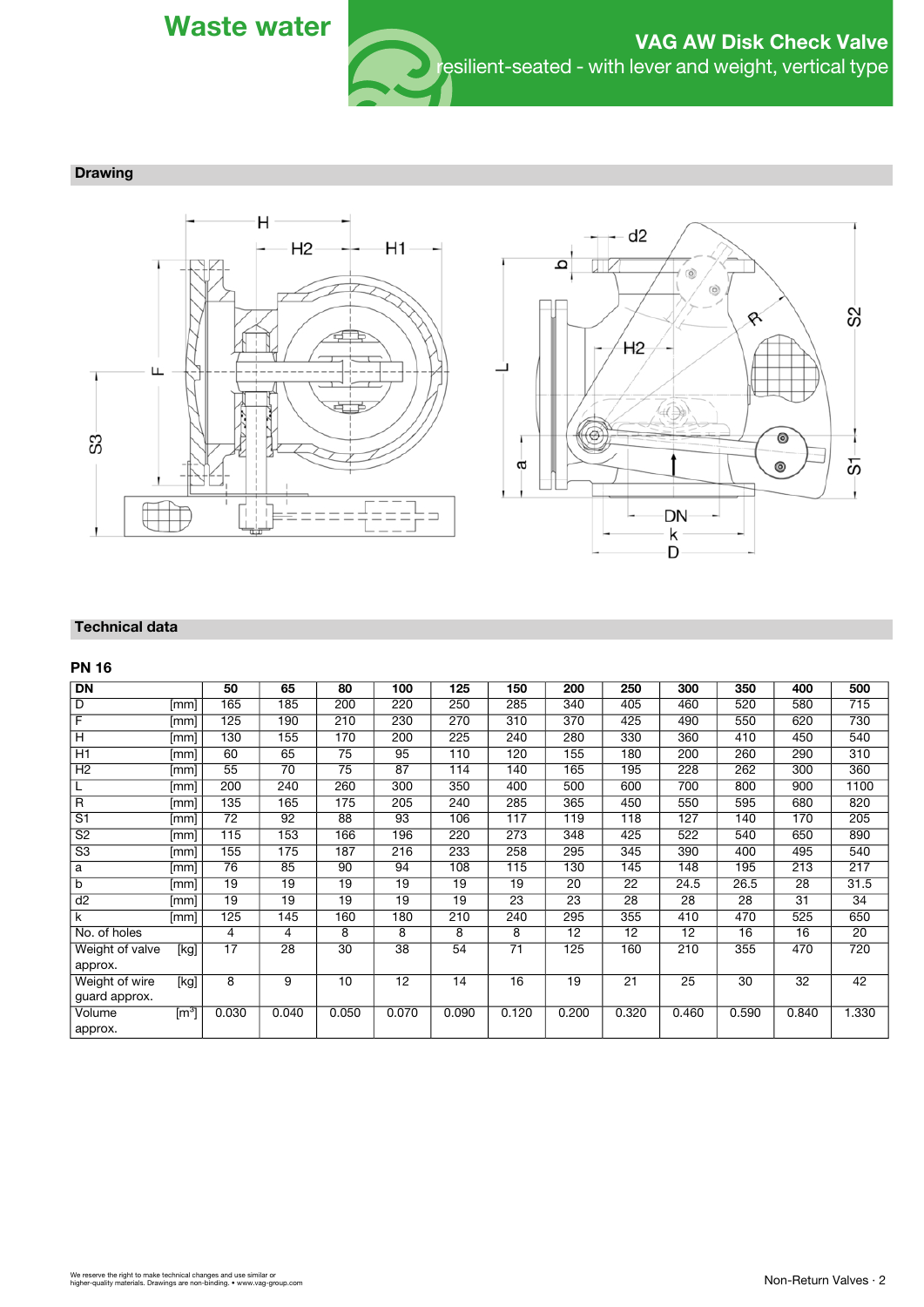## Drawing

## Technical data

### PN 16

| DN | | 50 | 65 | 80 | 100 | 125 | 150 | 200 | 250 | 300 | 350 | 400 | 500 |
|---|---|---|---|---|---|---|---|---|---|---|---|---|---|
| D | [mm] | 165 | 185 | 200 | 220 | 250 | 285 | 340 | 405 | 460 | 520 | 580 | 715 |
| F | [mm] | 125 | 190 | 210 | 230 | 270 | 310 | 370 | 425 | 490 | 550 | 620 | 730 |
| H | [mm] | 130 | 155 | 170 | 200 | 225 | 240 | 280 | 330 | 360 | 410 | 450 | 540 |
| H1 | [mm] | 60 | 65 | 75 | 95 | 110 | 120 | 155 | 180 | 200 | 260 | 290 | 310 |
| H2 | [mm] | 55 | 70 | 75 | 87 | 114 | 140 | 165 | 195 | 228 | 262 | 300 | 360 |
| L | [mm] | 200 | 240 | 260 | 300 | 350 | 400 | 500 | 600 | 700 | 800 | 900 | 1100 |
| R | [mm] | 135 | 165 | 175 | 205 | 240 | 285 | 365 | 450 | 550 | 595 | 680 | 820 |
| S1 | [mm] | 72 | 92 | 88 | 93 | 106 | 117 | 119 | 118 | 127 | 140 | 170 | 205 |
| S2 | [mm] | 115 | 153 | 166 | 196 | 220 | 273 | 348 | 425 | 522 | 540 | 650 | 890 |
| S3 | [mm] | 155 | 175 | 187 | 216 | 233 | 258 | 295 | 345 | 390 | 400 | 495 | 540 |
| a | [mm] | 76 | 85 | 90 | 94 | 108 | 115 | 130 | 145 | 148 | 195 | 213 | 217 |
| b | [mm] | 19 | 19 | 19 | 19 | 19 | 19 | 20 | 22 | 24.5 | 26.5 | 28 | 31.5 |
| d2 | [mm] | 19 | 19 | 19 | 19 | 19 | 23 | 23 | 28 | 28 | 28 | 31 | 34 |
| k | [mm] | 125 | 145 | 160 | 180 | 210 | 240 | 295 | 355 | 410 | 470 | 525 | 650 |
| No. of holes | | 4 | 4 | 8 | 8 | 8 | 8 | 12 | 12 | 12 | 16 | 16 | 20 |
| Weight of valve approx. | [kg] | 17 | 28 | 30 | 38 | 54 | 71 | 125 | 160 | 210 | 355 | 470 | 720 |
| Weight of wire guard approx. | [kg] | 8 | 9 | 10 | 12 | 14 | 16 | 19 | 21 | 25 | 30 | 32 | 42 |
| Volume approx. | [$m^3$] | 0.030 | 0.040 | 0.050 | 0.070 | 0.090 | 0.120 | 0.200 | 0.320 | 0.460 | 0.590 | 0.840 | 1.330 |

We reserve the right to make technical changes and use similar or higher-quality materials. Drawings are non-binding. • www.vag-group.com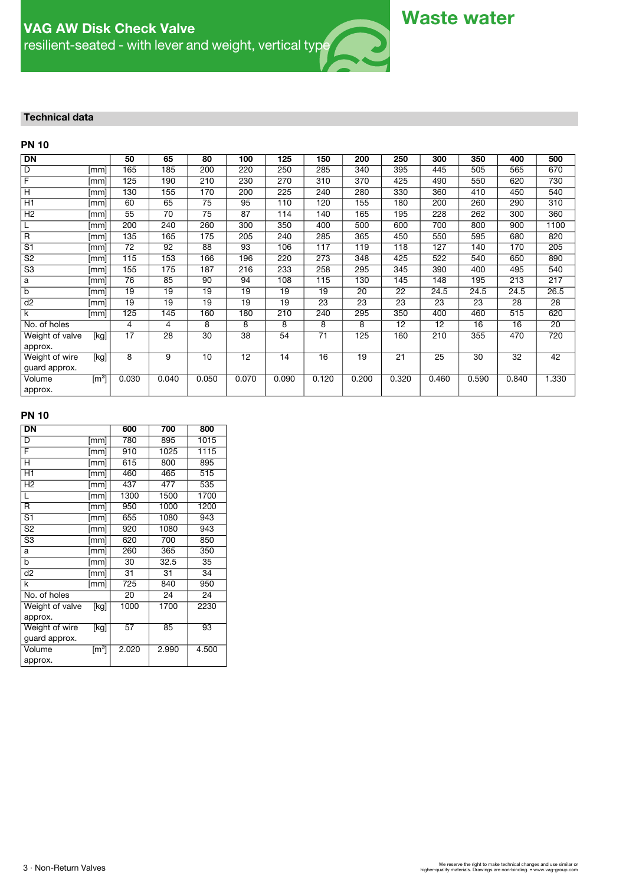# VAG AW Disk Check Valve

resilient-seated - with lever and weight, vertical type

Waste water

## Technical data

### PN 10

| DN | | 50 | 65 | 80 | 100 | 125 | 150 | 200 | 250 | 300 | 350 | 400 | 500 |
|---|---|---|---|---|---|---|---|---|---|---|---|---|---|
| D | [mm] | 165 | 185 | 200 | 220 | 250 | 285 | 340 | 395 | 445 | 505 | 565 | 670 |
| F | [mm] | 125 | 190 | 210 | 230 | 270 | 310 | 370 | 425 | 490 | 550 | 620 | 730 |
| H | [mm] | 130 | 155 | 170 | 200 | 225 | 240 | 280 | 330 | 360 | 410 | 450 | 540 |
| H1 | [mm] | 60 | 65 | 75 | 95 | 110 | 120 | 155 | 180 | 200 | 260 | 290 | 310 |
| H2 | [mm] | 55 | 70 | 75 | 87 | 114 | 140 | 165 | 195 | 228 | 262 | 300 | 360 |
| L | [mm] | 200 | 240 | 260 | 300 | 350 | 400 | 500 | 600 | 700 | 800 | 900 | 1100 |
| R | [mm] | 135 | 165 | 175 | 205 | 240 | 285 | 365 | 450 | 550 | 595 | 680 | 820 |
| S1 | [mm] | 72 | 92 | 88 | 93 | 106 | 117 | 119 | 118 | 127 | 140 | 170 | 205 |
| S2 | [mm] | 115 | 153 | 166 | 196 | 220 | 273 | 348 | 425 | 522 | 540 | 650 | 890 |
| S3 | [mm] | 155 | 175 | 187 | 216 | 233 | 258 | 295 | 345 | 390 | 400 | 495 | 540 |
| a | [mm] | 76 | 85 | 90 | 94 | 108 | 115 | 130 | 145 | 148 | 195 | 213 | 217 |
| b | [mm] | 19 | 19 | 19 | 19 | 19 | 19 | 20 | 22 | 24.5 | 24.5 | 24.5 | 26.5 |
| d2 | [mm] | 19 | 19 | 19 | 19 | 19 | 23 | 23 | 23 | 23 | 23 | 28 | 28 |
| k | [mm] | 125 | 145 | 160 | 180 | 210 | 240 | 295 | 350 | 400 | 460 | 515 | 620 |
| No. of holes | | 4 | 4 | 8 | 8 | 8 | 8 | 8 | 12 | 12 | 16 | 16 | 20 |
| Weight of valve approx. | [kg] | 17 | 28 | 30 | 38 | 54 | 71 | 125 | 160 | 210 | 355 | 470 | 720 |
| Weight of wire guard approx. | [kg] | 8 | 9 | 10 | 12 | 14 | 16 | 19 | 21 | 25 | 30 | 32 | 42 |
| Volume approx. | [m³] | 0.030 | 0.040 | 0.050 | 0.070 | 0.090 | 0.120 | 0.200 | 0.320 | 0.460 | 0.590 | 0.840 | 1.330 |

### PN 10

| DN | | 600 | 700 | 800 |
|---|---|---|---|---|
| D | [mm] | 780 | 895 | 1015 |
| F | [mm] | 910 | 1025 | 1115 |
| H | [mm] | 615 | 800 | 895 |
| H1 | [mm] | 460 | 465 | 515 |
| H2 | [mm] | 437 | 477 | 535 |
| L | [mm] | 1300 | 1500 | 1700 |
| R | [mm] | 950 | 1000 | 1200 |
| S1 | [mm] | 655 | 1080 | 943 |
| S2 | [mm] | 920 | 1080 | 943 |
| S3 | [mm] | 620 | 700 | 850 |
| a | [mm] | 260 | 365 | 350 |
| b | [mm] | 30 | 32.5 | 35 |
| d2 | [mm] | 31 | 31 | 34 |
| k | [mm] | 725 | 840 | 950 |
| No. of holes | | 20 | 24 | 24 |
| Weight of valve approx. | [kg] | 1000 | 1700 | 2230 |
| Weight of wire guard approx. | [kg] | 57 | 85 | 93 |
| Volume approx. | [m³] | 2.020 | 2.990 | 4.500 |

We reserve the right to make technical changes and use similar or higher-quality materials. Drawings are non-binding. • www.vag-group.com